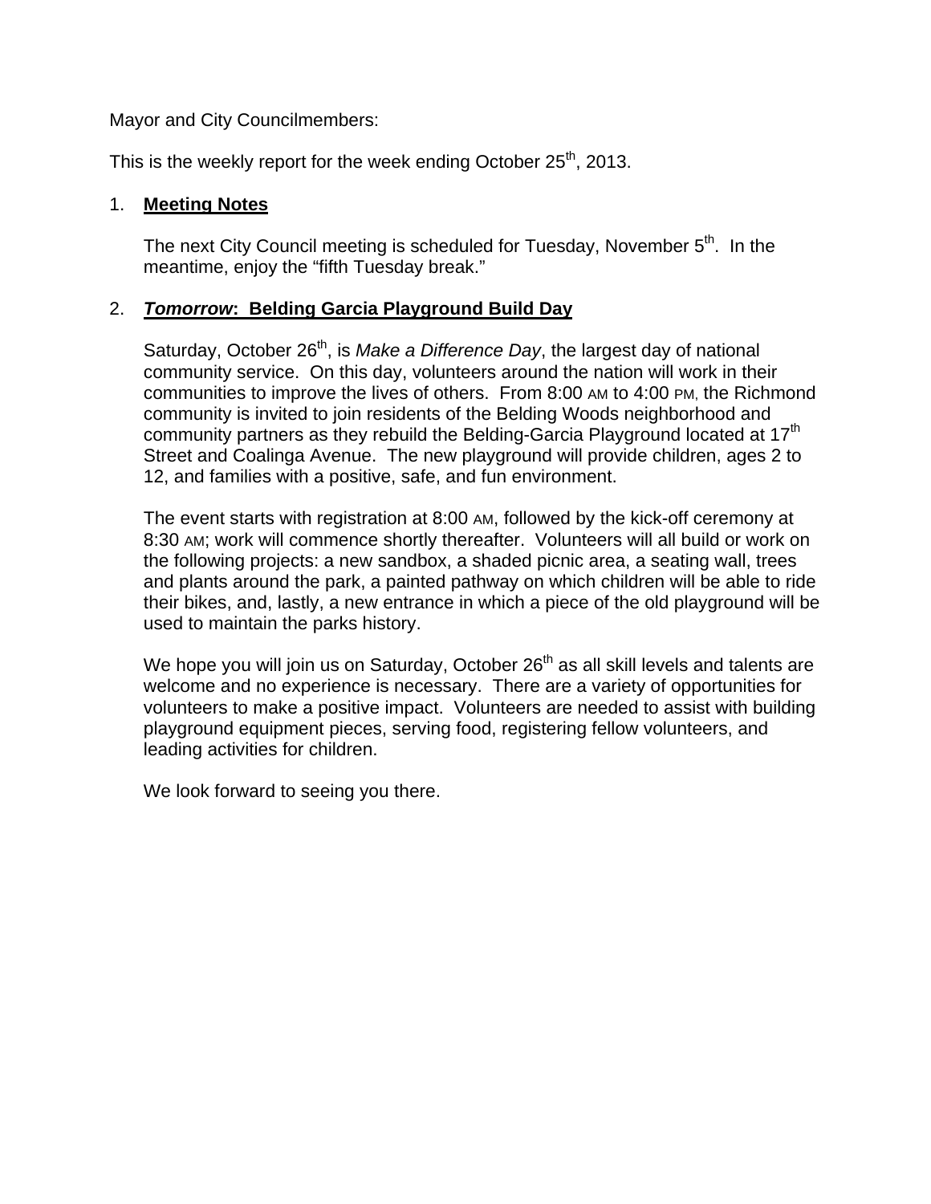Mayor and City Councilmembers:

This is the weekly report for the week ending October 25th, 2013.

1. **Meeting Notes**

   The next City Council meeting is scheduled for Tuesday, November 5th. In the meantime, enjoy the "fifth Tuesday break."

2. ***Tomorrow*: Belding Garcia Playground Build Day**

   Saturday, October 26th, is *Make a Difference Day*, the largest day of national community service. On this day, volunteers around the nation will work in their communities to improve the lives of others. From 8:00 AM to 4:00 PM, the Richmond community is invited to join residents of the Belding Woods neighborhood and community partners as they rebuild the Belding-Garcia Playground located at 17th Street and Coalinga Avenue. The new playground will provide children, ages 2 to 12, and families with a positive, safe, and fun environment.

   The event starts with registration at 8:00 AM, followed by the kick-off ceremony at 8:30 AM; work will commence shortly thereafter. Volunteers will all build or work on the following projects: a new sandbox, a shaded picnic area, a seating wall, trees and plants around the park, a painted pathway on which children will be able to ride their bikes, and, lastly, a new entrance in which a piece of the old playground will be used to maintain the parks history.

   We hope you will join us on Saturday, October 26th as all skill levels and talents are welcome and no experience is necessary. There are a variety of opportunities for volunteers to make a positive impact. Volunteers are needed to assist with building playground equipment pieces, serving food, registering fellow volunteers, and leading activities for children.

   We look forward to seeing you there.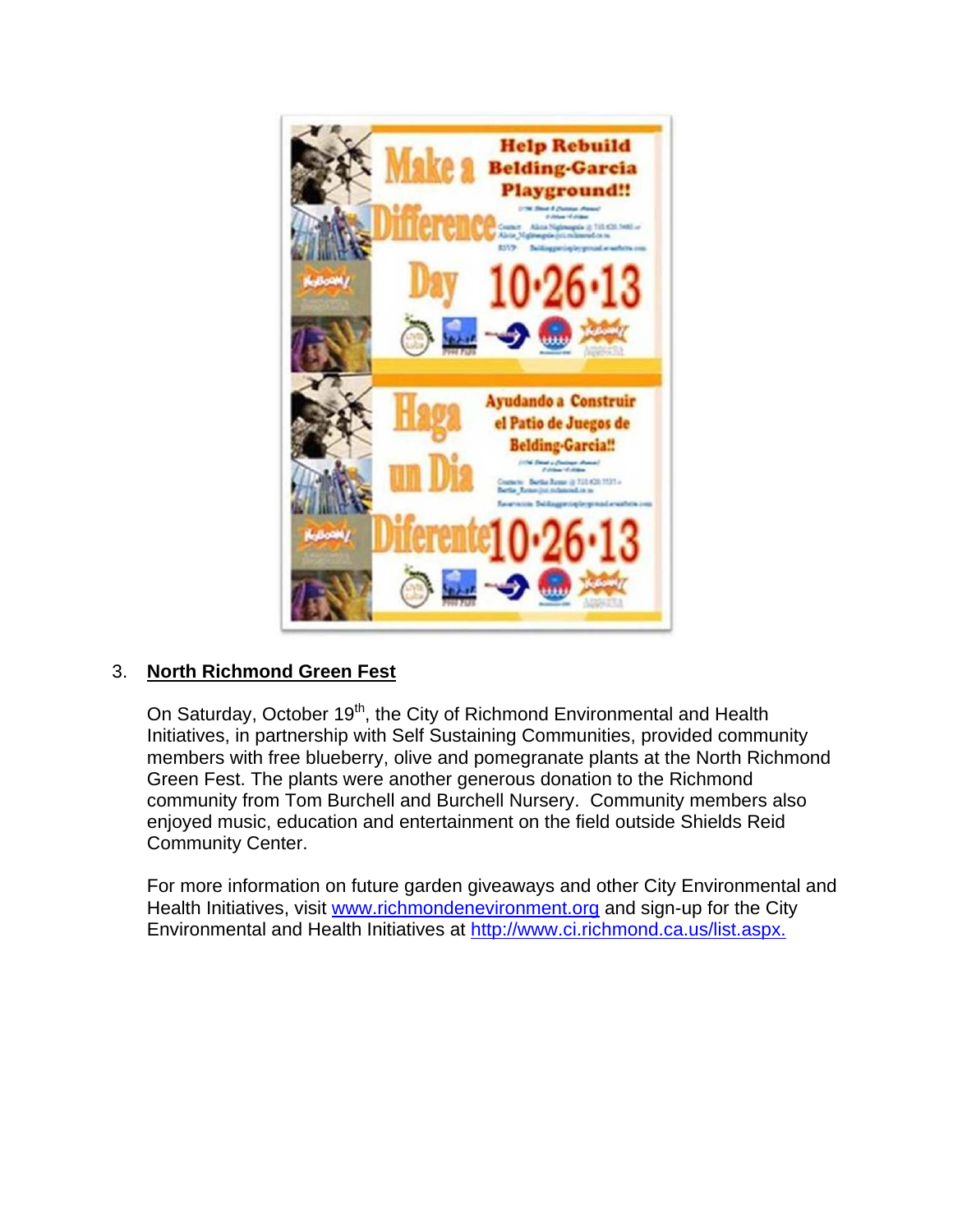## 3. North Richmond Green Fest

On Saturday, October 19th, the City of Richmond Environmental and Health Initiatives, in partnership with Self Sustaining Communities, provided community members with free blueberry, olive and pomegranate plants at the North Richmond Green Fest. The plants were another generous donation to the Richmond community from Tom Burchell and Burchell Nursery. Community members also enjoyed music, education and entertainment on the field outside Shields Reid Community Center.

For more information on future garden giveaways and other City Environmental and Health Initiatives, visit www.richmondenevironment.org and sign-up for the City Environmental and Health Initiatives at http://www.ci.richmond.ca.us/list.aspx.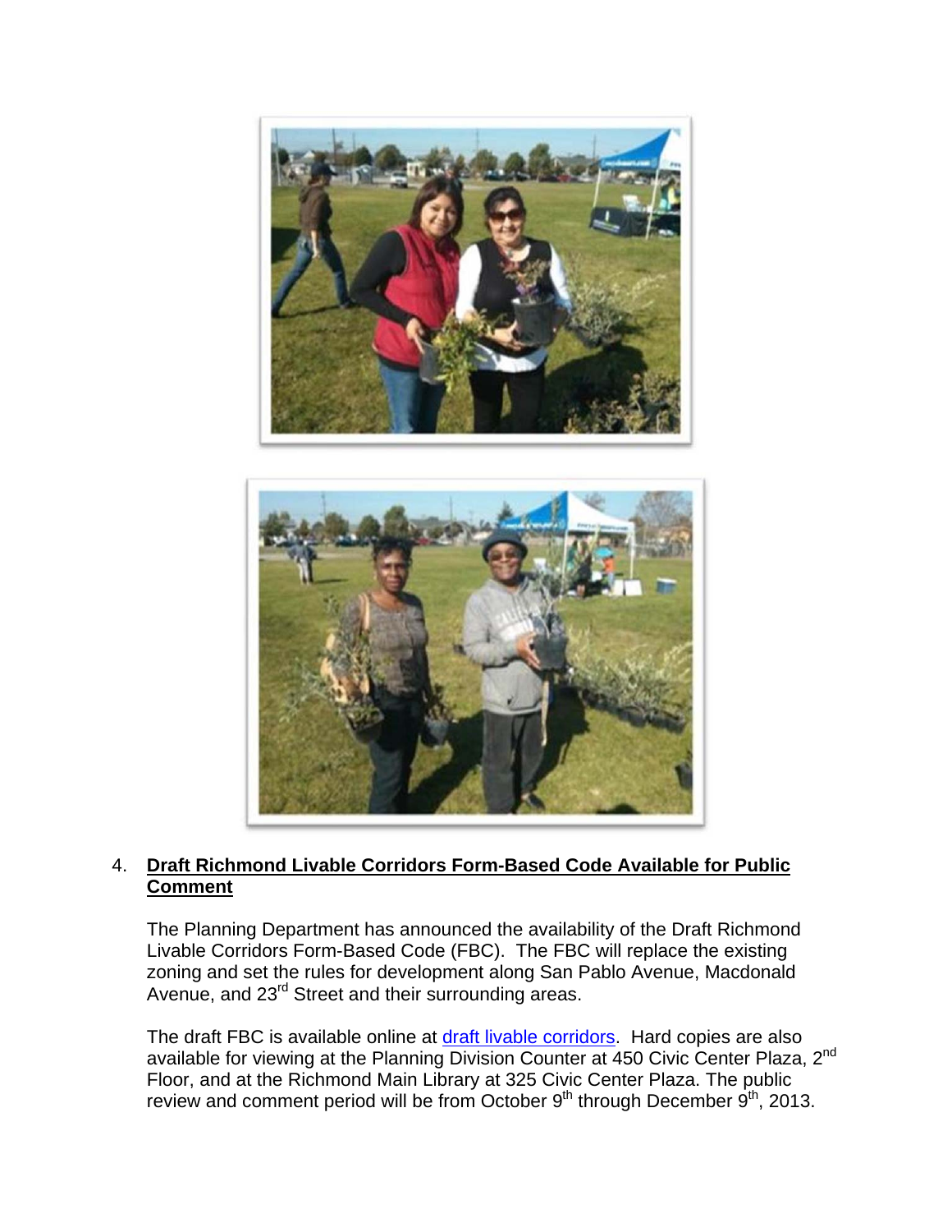4. **Draft Richmond Livable Corridors Form-Based Code Available for Public Comment**

   The Planning Department has announced the availability of the Draft Richmond Livable Corridors Form-Based Code (FBC). The FBC will replace the existing zoning and set the rules for development along San Pablo Avenue, Macdonald Avenue, and 23rd Street and their surrounding areas.

   The draft FBC is available online at [draft livable corridors](). Hard copies are also available for viewing at the Planning Division Counter at 450 Civic Center Plaza, 2nd Floor, and at the Richmond Main Library at 325 Civic Center Plaza. The public review and comment period will be from October 9th through December 9th, 2013.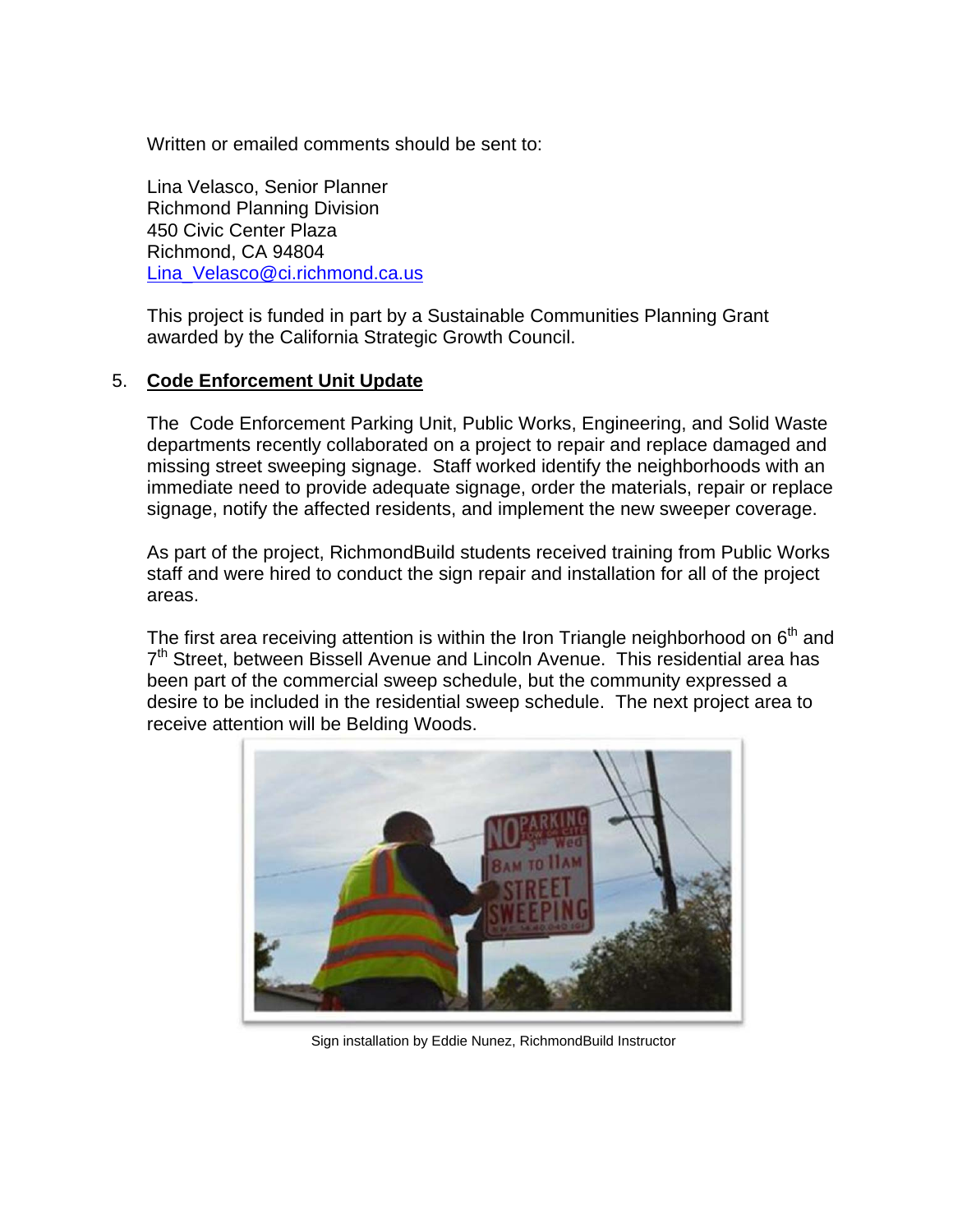Written or emailed comments should be sent to:

Lina Velasco, Senior Planner
Richmond Planning Division
450 Civic Center Plaza
Richmond, CA 94804
Lina_Velasco@ci.richmond.ca.us

This project is funded in part by a Sustainable Communities Planning Grant awarded by the California Strategic Growth Council.

5. **Code Enforcement Unit Update**

The Code Enforcement Parking Unit, Public Works, Engineering, and Solid Waste departments recently collaborated on a project to repair and replace damaged and missing street sweeping signage. Staff worked identify the neighborhoods with an immediate need to provide adequate signage, order the materials, repair or replace signage, notify the affected residents, and implement the new sweeper coverage.

As part of the project, RichmondBuild students received training from Public Works staff and were hired to conduct the sign repair and installation for all of the project areas.

The first area receiving attention is within the Iron Triangle neighborhood on 6th and 7th Street, between Bissell Avenue and Lincoln Avenue. This residential area has been part of the commercial sweep schedule, but the community expressed a desire to be included in the residential sweep schedule. The next project area to receive attention will be Belding Woods.

Sign installation by Eddie Nunez, RichmondBuild Instructor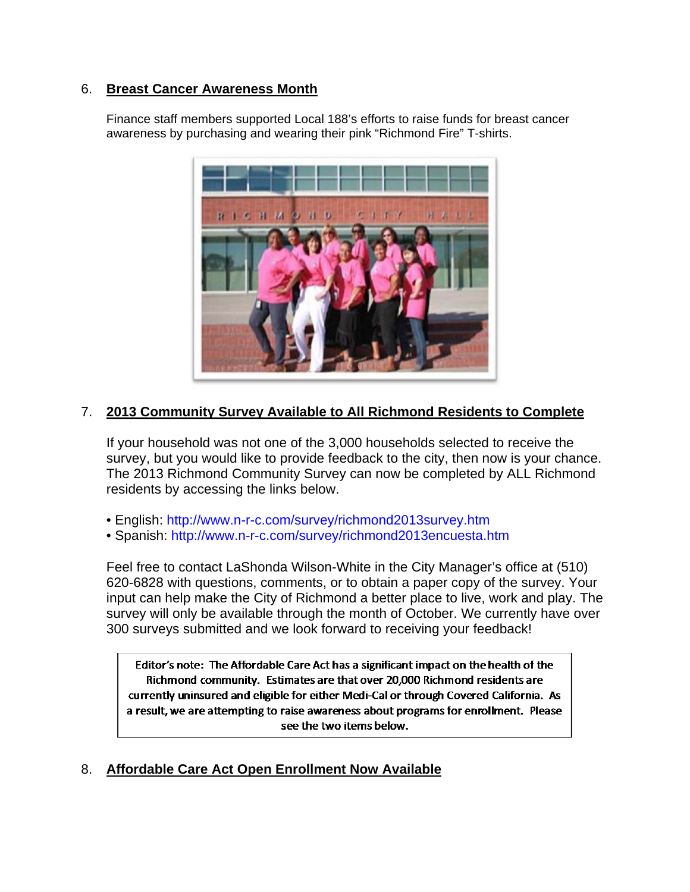6. **Breast Cancer Awareness Month**

Finance staff members supported Local 188's efforts to raise funds for breast cancer awareness by purchasing and wearing their pink "Richmond Fire" T-shirts.

7. **2013 Community Survey Available to All Richmond Residents to Complete**

If your household was not one of the 3,000 households selected to receive the survey, but you would like to provide feedback to the city, then now is your chance. The 2013 Richmond Community Survey can now be completed by ALL Richmond residents by accessing the links below.

- English: http://www.n-r-c.com/survey/richmond2013survey.htm
- Spanish: http://www.n-r-c.com/survey/richmond2013encuesta.htm

Feel free to contact LaShonda Wilson-White in the City Manager's office at (510) 620-6828 with questions, comments, or to obtain a paper copy of the survey. Your input can help make the City of Richmond a better place to live, work and play. The survey will only be available through the month of October. We currently have over 300 surveys submitted and we look forward to receiving your feedback!

> Editor's note: The Affordable Care Act has a significant impact on the health of the Richmond community. Estimates are that over 20,000 Richmond residents are currently uninsured and eligible for either Medi-Cal or through Covered California. As a result, we are attempting to raise awareness about programs for enrollment. Please see the two items below.

8. **Affordable Care Act Open Enrollment Now Available**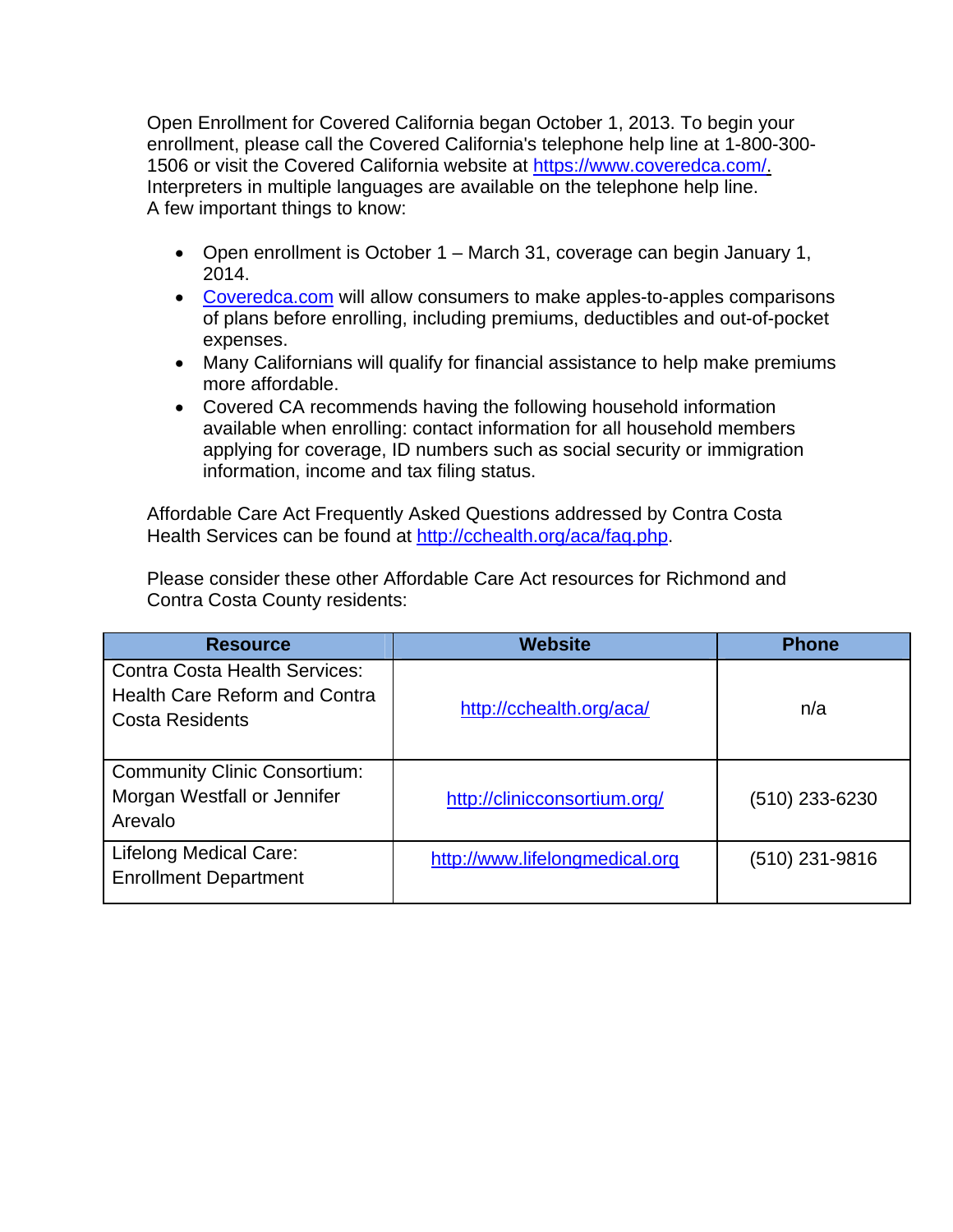Open Enrollment for Covered California began October 1, 2013. To begin your enrollment, please call the Covered California's telephone help line at 1-800-300-1506 or visit the Covered California website at https://www.coveredca.com/. Interpreters in multiple languages are available on the telephone help line.
A few important things to know:

- Open enrollment is October 1 – March 31, coverage can begin January 1, 2014.
- Coveredca.com will allow consumers to make apples-to-apples comparisons of plans before enrolling, including premiums, deductibles and out-of-pocket expenses.
- Many Californians will qualify for financial assistance to help make premiums more affordable.
- Covered CA recommends having the following household information available when enrolling: contact information for all household members applying for coverage, ID numbers such as social security or immigration information, income and tax filing status.

Affordable Care Act Frequently Asked Questions addressed by Contra Costa Health Services can be found at http://cchealth.org/aca/faq.php.

Please consider these other Affordable Care Act resources for Richmond and Contra Costa County residents:

| Resource | Website | Phone |
|---|---|---|
| Contra Costa Health Services: Health Care Reform and Contra Costa Residents | http://cchealth.org/aca/ | n/a |
| Community Clinic Consortium: Morgan Westfall or Jennifer Arevalo | http://clinicconsortium.org/ | (510) 233-6230 |
| Lifelong Medical Care: Enrollment Department | http://www.lifelongmedical.org | (510) 231-9816 |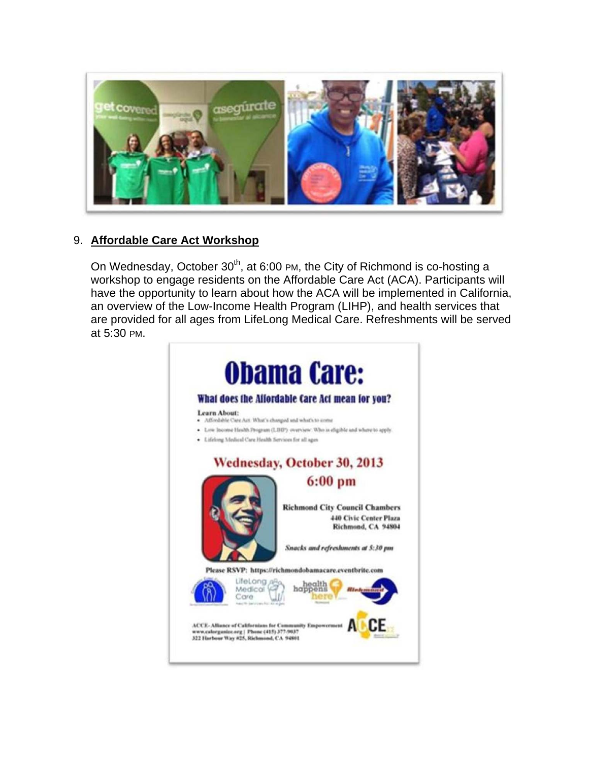9. **Affordable Care Act Workshop**

On Wednesday, October 30th, at 6:00 PM, the City of Richmond is co-hosting a workshop to engage residents on the Affordable Care Act (ACA). Participants will have the opportunity to learn about how the ACA will be implemented in California, an overview of the Low-Income Health Program (LIHP), and health services that are provided for all ages from LifeLong Medical Care. Refreshments will be served at 5:30 PM.

# Obama Care:

## What does the Affordable Care Act mean for you?

**Learn About:**

- Affordable Care Act: What's changed and what's to come
- Low Income Health Program (LIHP) overview: Who is eligible and where to apply
- Lifelong Medical Care Health Services for all ages

## Wednesday, October 30, 2013

## 6:00 pm

**Richmond City Council Chambers**
**440 Civic Center Plaza**
**Richmond, CA 94804**

***Snacks and refreshments at 5:30 pm***

**Please RSVP: https://richmondobamacare.eventbrite.com**

LifeLong Medical Care

health happens here

Richmond

ACCE- Alliance of Californians for Community Empowerment
www.calorganize.org | Phone (415) 377-9037
322 Harbour Way #25, Richmond, CA 94801

ACCE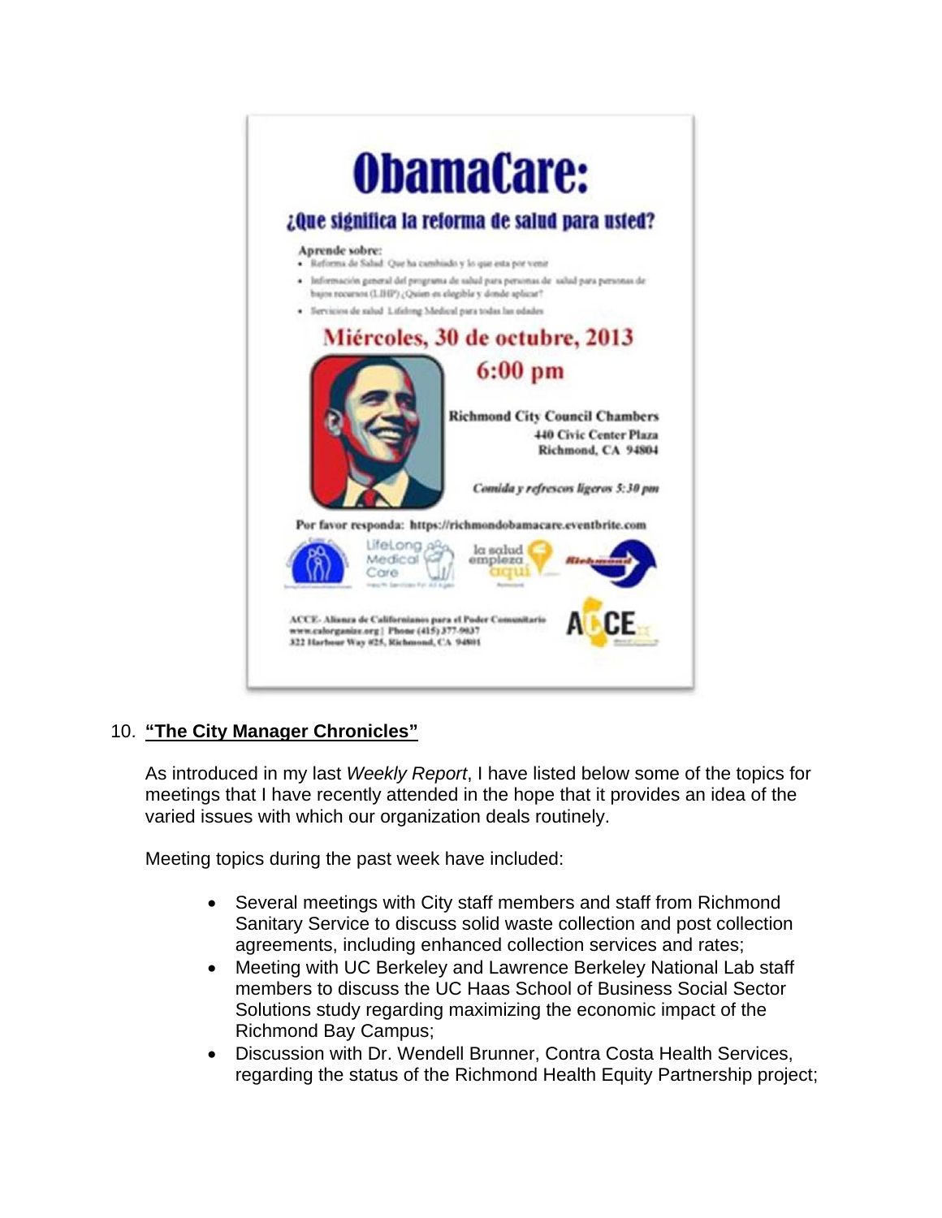# ObamaCare:

## ¿Que significa la reforma de salud para usted?

Aprende sobre:

- Reforma de Salud: Que ha cambiado y lo que esta por venir
- Información general del programa de salud para personas de salud para personas de bajos recursos (LIHP) ¿Quien es elegible y donde aplicar?
- Servicios de salud Lifelong Medical para todas las edades

**Miércoles, 30 de octubre, 2013**

**6:00 pm**

**Richmond City Council Chambers**
440 Civic Center Plaza
Richmond, CA 94804

*Comida y refrescos ligeros 5:30 pm*

Por favor responda: https://richmondobamacare.eventbrite.com

ACCE- Alianza de Californianos para el Poder Comunitario
www.calorganize.org | Phone (415) 377-9037
322 Harbour Way #25, Richmond, CA 94801

10. **"The City Manager Chronicles"**

As introduced in my last *Weekly Report*, I have listed below some of the topics for meetings that I have recently attended in the hope that it provides an idea of the varied issues with which our organization deals routinely.

Meeting topics during the past week have included:

- Several meetings with City staff members and staff from Richmond Sanitary Service to discuss solid waste collection and post collection agreements, including enhanced collection services and rates;
- Meeting with UC Berkeley and Lawrence Berkeley National Lab staff members to discuss the UC Haas School of Business Social Sector Solutions study regarding maximizing the economic impact of the Richmond Bay Campus;
- Discussion with Dr. Wendell Brunner, Contra Costa Health Services, regarding the status of the Richmond Health Equity Partnership project;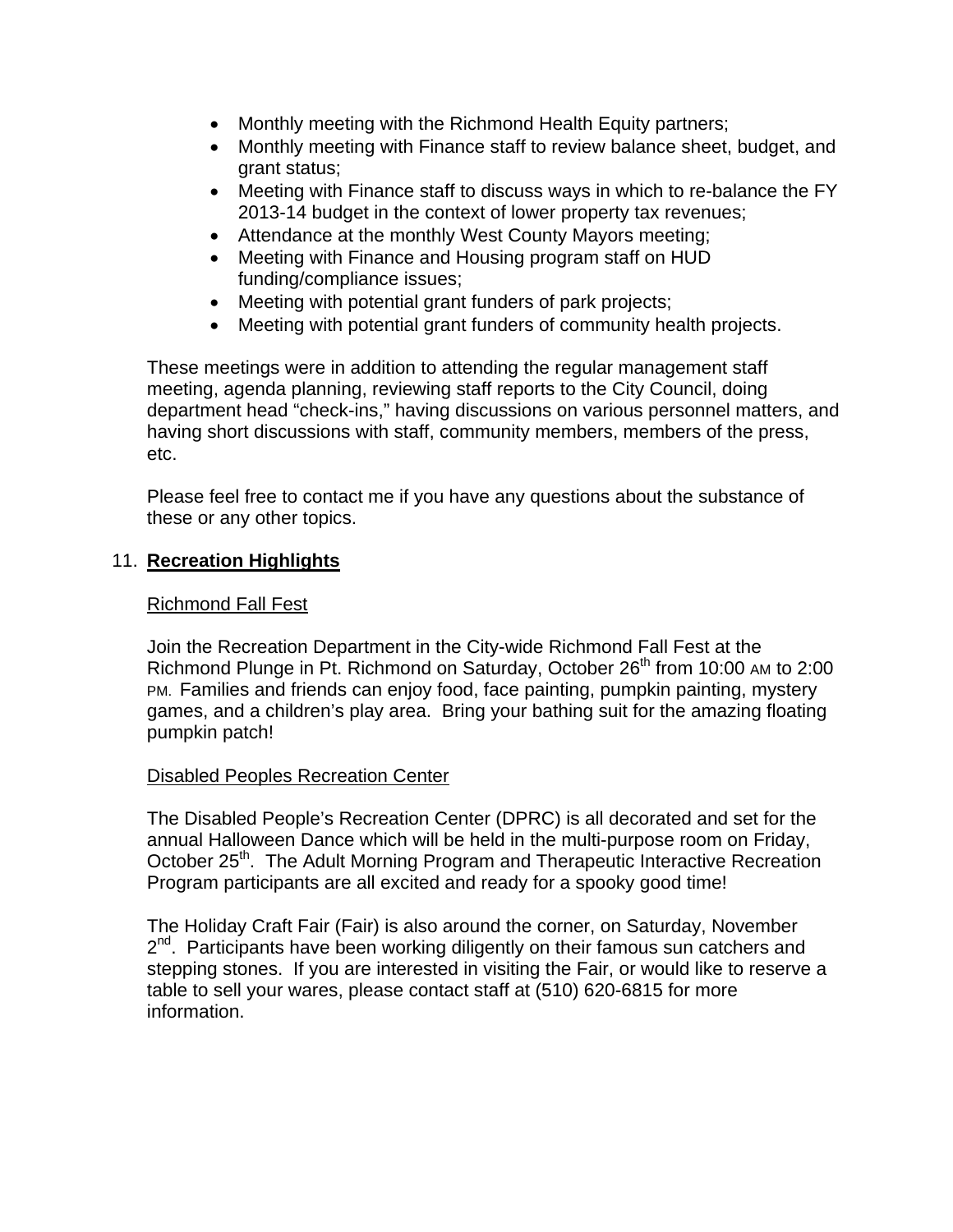- Monthly meeting with the Richmond Health Equity partners;
- Monthly meeting with Finance staff to review balance sheet, budget, and grant status;
- Meeting with Finance staff to discuss ways in which to re-balance the FY 2013-14 budget in the context of lower property tax revenues;
- Attendance at the monthly West County Mayors meeting;
- Meeting with Finance and Housing program staff on HUD funding/compliance issues;
- Meeting with potential grant funders of park projects;
- Meeting with potential grant funders of community health projects.

These meetings were in addition to attending the regular management staff meeting, agenda planning, reviewing staff reports to the City Council, doing department head "check-ins," having discussions on various personnel matters, and having short discussions with staff, community members, members of the press, etc.

Please feel free to contact me if you have any questions about the substance of these or any other topics.

11. **Recreation Highlights**

Richmond Fall Fest

Join the Recreation Department in the City-wide Richmond Fall Fest at the Richmond Plunge in Pt. Richmond on Saturday, October 26th from 10:00 AM to 2:00 PM. Families and friends can enjoy food, face painting, pumpkin painting, mystery games, and a children's play area. Bring your bathing suit for the amazing floating pumpkin patch!

Disabled Peoples Recreation Center

The Disabled People's Recreation Center (DPRC) is all decorated and set for the annual Halloween Dance which will be held in the multi-purpose room on Friday, October 25th. The Adult Morning Program and Therapeutic Interactive Recreation Program participants are all excited and ready for a spooky good time!

The Holiday Craft Fair (Fair) is also around the corner, on Saturday, November 2nd. Participants have been working diligently on their famous sun catchers and stepping stones. If you are interested in visiting the Fair, or would like to reserve a table to sell your wares, please contact staff at (510) 620-6815 for more information.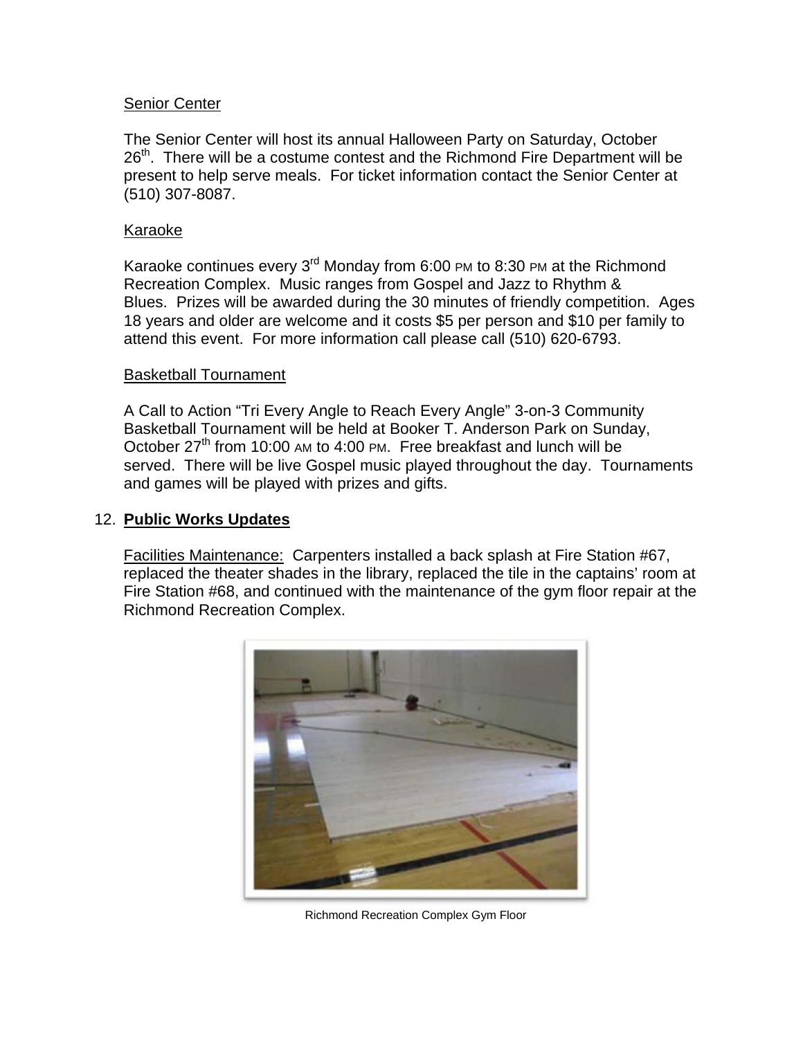Senior Center

The Senior Center will host its annual Halloween Party on Saturday, October 26th. There will be a costume contest and the Richmond Fire Department will be present to help serve meals. For ticket information contact the Senior Center at (510) 307-8087.

Karaoke

Karaoke continues every 3rd Monday from 6:00 PM to 8:30 PM at the Richmond Recreation Complex. Music ranges from Gospel and Jazz to Rhythm & Blues. Prizes will be awarded during the 30 minutes of friendly competition. Ages 18 years and older are welcome and it costs $5 per person and $10 per family to attend this event. For more information call please call (510) 620-6793.

Basketball Tournament

A Call to Action "Tri Every Angle to Reach Every Angle" 3-on-3 Community Basketball Tournament will be held at Booker T. Anderson Park on Sunday, October 27th from 10:00 AM to 4:00 PM. Free breakfast and lunch will be served. There will be live Gospel music played throughout the day. Tournaments and games will be played with prizes and gifts.

12. **Public Works Updates**

Facilities Maintenance: Carpenters installed a back splash at Fire Station #67, replaced the theater shades in the library, replaced the tile in the captains' room at Fire Station #68, and continued with the maintenance of the gym floor repair at the Richmond Recreation Complex.

Richmond Recreation Complex Gym Floor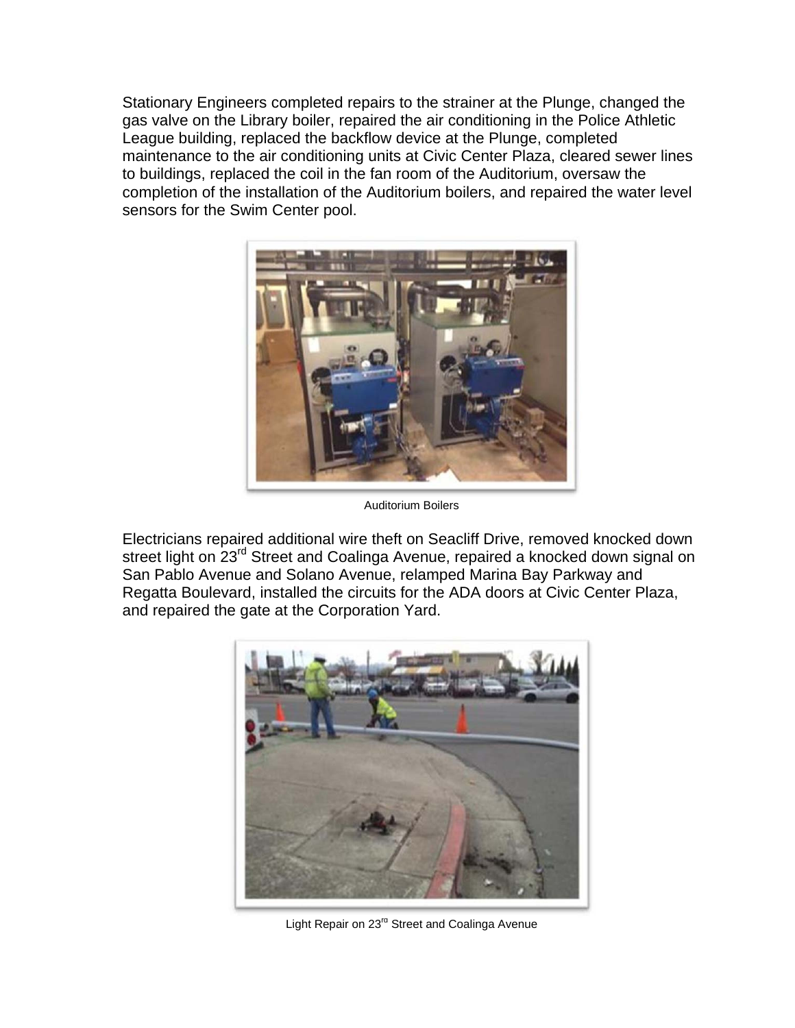Stationary Engineers completed repairs to the strainer at the Plunge, changed the gas valve on the Library boiler, repaired the air conditioning in the Police Athletic League building, replaced the backflow device at the Plunge, completed maintenance to the air conditioning units at Civic Center Plaza, cleared sewer lines to buildings, replaced the coil in the fan room of the Auditorium, oversaw the completion of the installation of the Auditorium boilers, and repaired the water level sensors for the Swim Center pool.

Auditorium Boilers

Electricians repaired additional wire theft on Seacliff Drive, removed knocked down street light on 23rd Street and Coalinga Avenue, repaired a knocked down signal on San Pablo Avenue and Solano Avenue, relamped Marina Bay Parkway and Regatta Boulevard, installed the circuits for the ADA doors at Civic Center Plaza, and repaired the gate at the Corporation Yard.

Light Repair on 23rd Street and Coalinga Avenue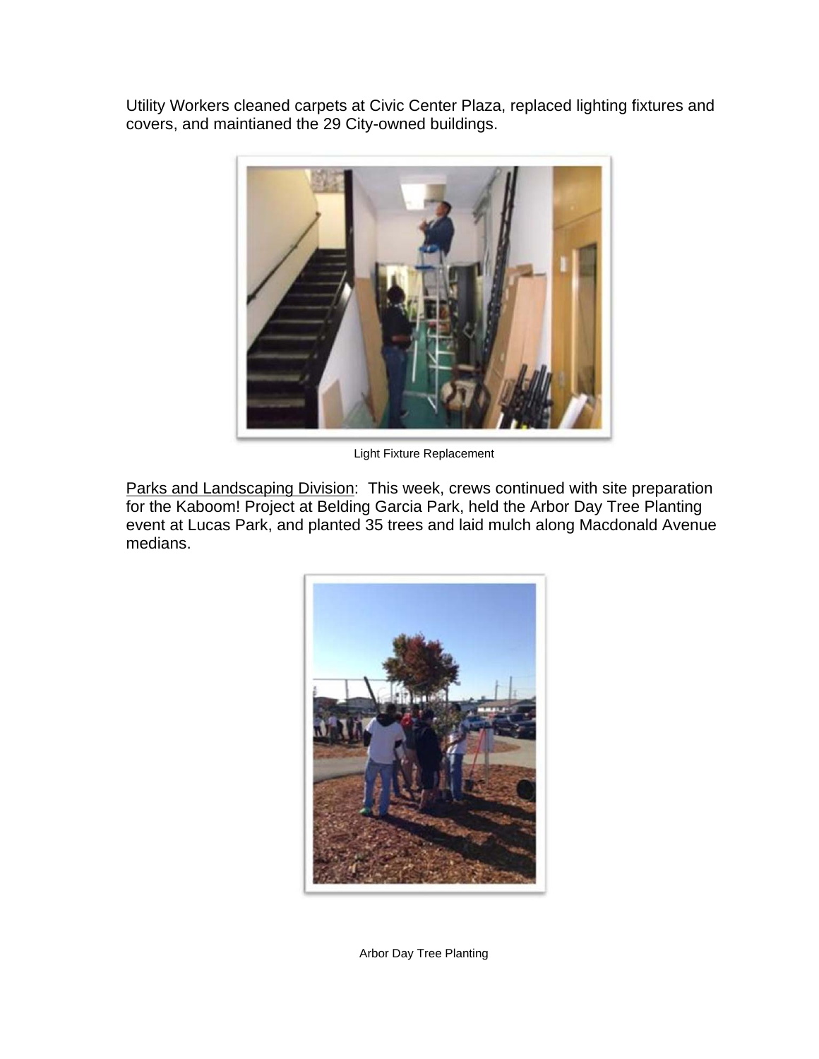Utility Workers cleaned carpets at Civic Center Plaza, replaced lighting fixtures and covers, and maintianed the 29 City-owned buildings.

Light Fixture Replacement

Parks and Landscaping Division: This week, crews continued with site preparation for the Kaboom! Project at Belding Garcia Park, held the Arbor Day Tree Planting event at Lucas Park, and planted 35 trees and laid mulch along Macdonald Avenue medians.

Arbor Day Tree Planting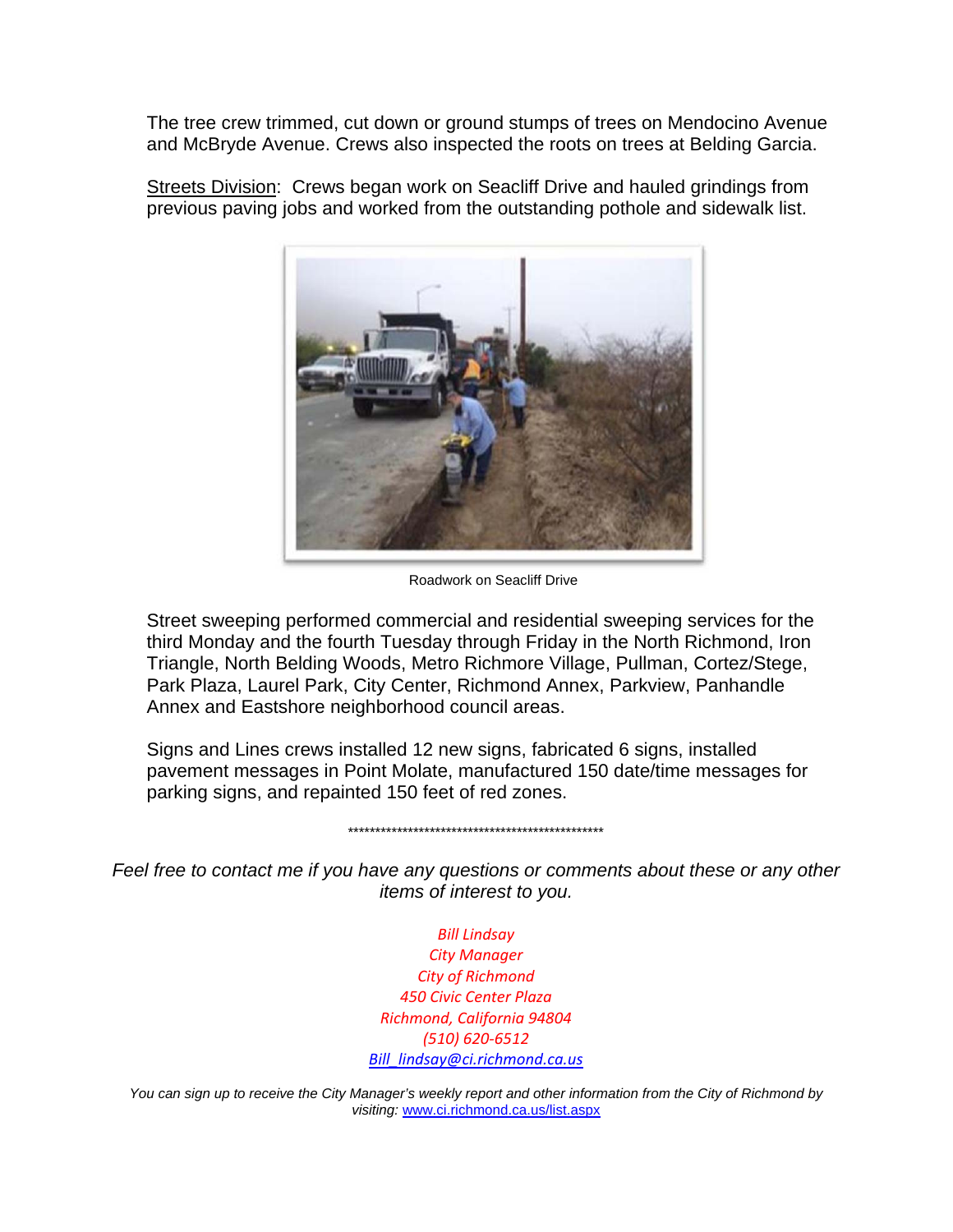The tree crew trimmed, cut down or ground stumps of trees on Mendocino Avenue and McBryde Avenue. Crews also inspected the roots on trees at Belding Garcia.

Streets Division: Crews began work on Seacliff Drive and hauled grindings from previous paving jobs and worked from the outstanding pothole and sidewalk list.

Roadwork on Seacliff Drive

Street sweeping performed commercial and residential sweeping services for the third Monday and the fourth Tuesday through Friday in the North Richmond, Iron Triangle, North Belding Woods, Metro Richmore Village, Pullman, Cortez/Stege, Park Plaza, Laurel Park, City Center, Richmond Annex, Parkview, Panhandle Annex and Eastshore neighborhood council areas.

Signs and Lines crews installed 12 new signs, fabricated 6 signs, installed pavement messages in Point Molate, manufactured 150 date/time messages for parking signs, and repainted 150 feet of red zones.

**************************************************

*Feel free to contact me if you have any questions or comments about these or any other items of interest to you.*

*Bill Lindsay*
*City Manager*
*City of Richmond*
*450 Civic Center Plaza*
*Richmond, California 94804*
*(510) 620-6512*
*Bill_lindsay@ci.richmond.ca.us*

*You can sign up to receive the City Manager's weekly report and other information from the City of Richmond by visiting:* www.ci.richmond.ca.us/list.aspx